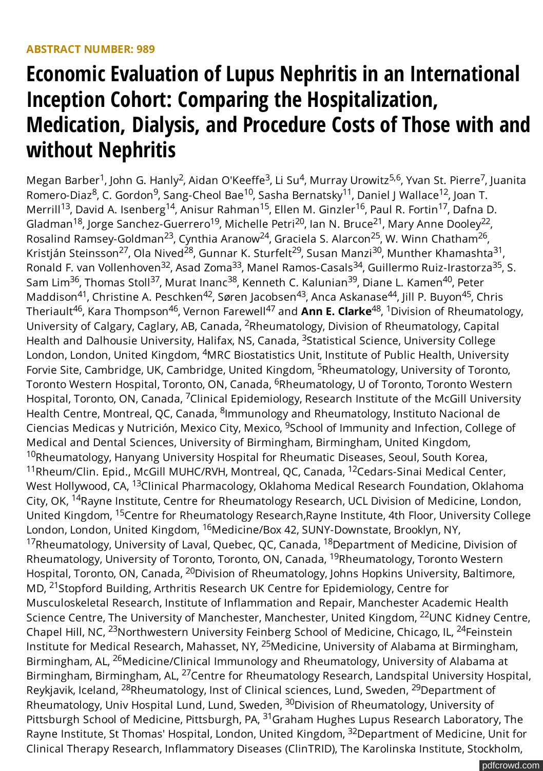**ABSTRACT NUMBER: 989**

# Economic Evaluation of Lupus Nephritis in an International Inception Cohort: Comparing the Hospitalization, Medication, Dialysis, and Procedure Costs of Those with and without Nephritis

Megan Barber[1], John G. Hanly[2], Aidan O'Keeffe[3], Li Su[4], Murray Urowitz[5,6], Yvan St. Pierre[7], Juanita Romero-Diaz[8], C. Gordon[9], Sang-Cheol Bae[10], Sasha Bernatsky[11], Daniel J Wallace[12], Joan T. Merrill[13], David A. Isenberg[14], Anisur Rahman[15], Ellen M. Ginzler[16], Paul R. Fortin[17], Dafna D. Gladman[18], Jorge Sanchez-Guerrero[19], Michelle Petri[20], Ian N. Bruce[21], Mary Anne Dooley[22], Rosalind Ramsey-Goldman[23], Cynthia Aranow[24], Graciela S. Alarcon[25], W. Winn Chatham[26], Kristján Steinsson[27], Ola Nived[28], Gunnar K. Sturfelt[29], Susan Manzi[30], Munther Khamashta[31], Ronald F. van Vollenhoven[32], Asad Zoma[33], Manel Ramos-Casals[34], Guillermo Ruiz-Irastorza[35], S. Sam Lim[36], Thomas Stoll[37], Murat Inanc[38], Kenneth C. Kalunian[39], Diane L. Kamen[40], Peter Maddison[41], Christine A. Peschken[42], Søren Jacobsen[43], Anca Askanase[44], Jill P. Buyon[45], Chris Theriault[46], Kara Thompson[46], Vernon Farewell[47] and **Ann E. Clarke**[48], [1]Division of Rheumatology, University of Calgary, Caglary, AB, Canada, [2]Rheumatology, Division of Rheumatology, Capital Health and Dalhousie University, Halifax, NS, Canada, [3]Statistical Science, University College London, London, United Kingdom, [4]MRC Biostatistics Unit, Institute of Public Health, University Forvie Site, Cambridge, UK, Cambridge, United Kingdom, [5]Rheumatology, University of Toronto, Toronto Western Hospital, Toronto, ON, Canada, [6]Rheumatology, U of Toronto, Toronto Western Hospital, Toronto, ON, Canada, [7]Clinical Epidemiology, Research Institute of the McGill University Health Centre, Montreal, QC, Canada, [8]Immunology and Rheumatology, Instituto Nacional de Ciencias Medicas y Nutrición, Mexico City, Mexico, [9]School of Immunity and Infection, College of Medical and Dental Sciences, University of Birmingham, Birmingham, United Kingdom, [10]Rheumatology, Hanyang University Hospital for Rheumatic Diseases, Seoul, South Korea, [11]Rheum/Clin. Epid., McGill MUHC/RVH, Montreal, QC, Canada, [12]Cedars-Sinai Medical Center, West Hollywood, CA, [13]Clinical Pharmacology, Oklahoma Medical Research Foundation, Oklahoma City, OK, [14]Rayne Institute, Centre for Rheumatology Research, UCL Division of Medicine, London, United Kingdom, [15]Centre for Rheumatology Research,Rayne Institute, 4th Floor, University College London, London, United Kingdom, [16]Medicine/Box 42, SUNY-Downstate, Brooklyn, NY, [17]Rheumatology, University of Laval, Quebec, QC, Canada, [18]Department of Medicine, Division of Rheumatology, University of Toronto, Toronto, ON, Canada, [19]Rheumatology, Toronto Western Hospital, Toronto, ON, Canada, [20]Division of Rheumatology, Johns Hopkins University, Baltimore, MD, [21]Stopford Building, Arthritis Research UK Centre for Epidemiology, Centre for Musculoskeletal Research, Institute of Inflammation and Repair, Manchester Academic Health Science Centre, The University of Manchester, Manchester, United Kingdom, [22]UNC Kidney Centre, Chapel Hill, NC, [23]Northwestern University Feinberg School of Medicine, Chicago, IL, [24]Feinstein Institute for Medical Research, Mahasset, NY, [25]Medicine, University of Alabama at Birmingham, Birmingham, AL, [26]Medicine/Clinical Immunology and Rheumatology, University of Alabama at Birmingham, Birmingham, AL, [27]Centre for Rheumatology Research, Landspital University Hospital, Reykjavik, Iceland, [28]Rheumatology, Inst of Clinical sciences, Lund, Sweden, [29]Department of Rheumatology, Univ Hospital Lund, Lund, Sweden, [30]Division of Rheumatology, University of Pittsburgh School of Medicine, Pittsburgh, PA, [31]Graham Hughes Lupus Research Laboratory, The Rayne Institute, St Thomas' Hospital, London, United Kingdom, [32]Department of Medicine, Unit for Clinical Therapy Research, Inflammatory Diseases (ClinTRID), The Karolinska Institute, Stockholm,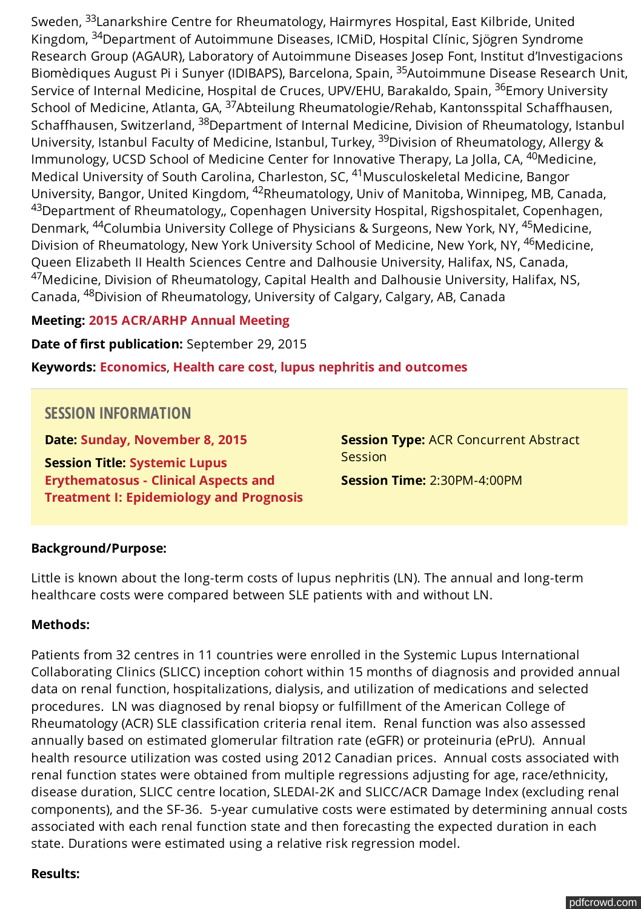Sweden, [33]Lanarkshire Centre for Rheumatology, Hairmyres Hospital, East Kilbride, United Kingdom, [34]Department of Autoimmune Diseases, ICMiD, Hospital Clínic, Sjögren Syndrome Research Group (AGAUR), Laboratory of Autoimmune Diseases Josep Font, Institut d'Investigacions Biomèdiques August Pi i Sunyer (IDIBAPS), Barcelona, Spain, [35]Autoimmune Disease Research Unit, Service of Internal Medicine, Hospital de Cruces, UPV/EHU, Barakaldo, Spain, [36]Emory University School of Medicine, Atlanta, GA, [37]Abteilung Rheumatologie/Rehab, Kantonsspital Schaffhausen, Schaffhausen, Switzerland, [38]Department of Internal Medicine, Division of Rheumatology, Istanbul University, Istanbul Faculty of Medicine, Istanbul, Turkey, [39]Division of Rheumatology, Allergy & Immunology, UCSD School of Medicine Center for Innovative Therapy, La Jolla, CA, [40]Medicine, Medical University of South Carolina, Charleston, SC, [41]Musculoskeletal Medicine, Bangor University, Bangor, United Kingdom, [42]Rheumatology, Univ of Manitoba, Winnipeg, MB, Canada, [43]Department of Rheumatology,, Copenhagen University Hospital, Rigshospitalet, Copenhagen, Denmark, [44]Columbia University College of Physicians & Surgeons, New York, NY, [45]Medicine, Division of Rheumatology, New York University School of Medicine, New York, NY, [46]Medicine, Queen Elizabeth II Health Sciences Centre and Dalhousie University, Halifax, NS, Canada, [47]Medicine, Division of Rheumatology, Capital Health and Dalhousie University, Halifax, NS, Canada, [48]Division of Rheumatology, University of Calgary, Calgary, AB, Canada

**Meeting:** 2015 ACR/ARHP Annual Meeting

**Date of first publication:** September 29, 2015

**Keywords:** Economics, Health care cost, lupus nephritis and outcomes

## SESSION INFORMATION

**Date:** Sunday, November 8, 2015

**Session Title:** Systemic Lupus Erythematosus - Clinical Aspects and Treatment I: Epidemiology and Prognosis

**Session Type:** ACR Concurrent Abstract Session

**Session Time:** 2:30PM-4:00PM

**Background/Purpose:**

Little is known about the long-term costs of lupus nephritis (LN). The annual and long-term healthcare costs were compared between SLE patients with and without LN.

**Methods:**

Patients from 32 centres in 11 countries were enrolled in the Systemic Lupus International Collaborating Clinics (SLICC) inception cohort within 15 months of diagnosis and provided annual data on renal function, hospitalizations, dialysis, and utilization of medications and selected procedures. LN was diagnosed by renal biopsy or fulfillment of the American College of Rheumatology (ACR) SLE classification criteria renal item. Renal function was also assessed annually based on estimated glomerular filtration rate (eGFR) or proteinuria (ePrU). Annual health resource utilization was costed using 2012 Canadian prices. Annual costs associated with renal function states were obtained from multiple regressions adjusting for age, race/ethnicity, disease duration, SLICC centre location, SLEDAI-2K and SLICC/ACR Damage Index (excluding renal components), and the SF-36. 5-year cumulative costs were estimated by determining annual costs associated with each renal function state and then forecasting the expected duration in each state. Durations were estimated using a relative risk regression model.

**Results:**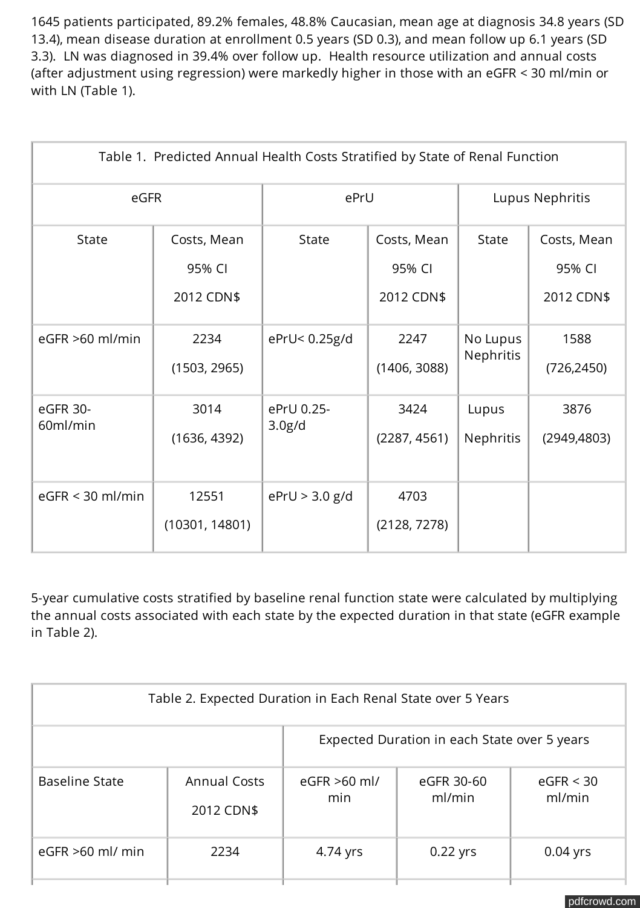1645 patients participated, 89.2% females, 48.8% Caucasian, mean age at diagnosis 34.8 years (SD 13.4), mean disease duration at enrollment 0.5 years (SD 0.3), and mean follow up 6.1 years (SD 3.3). LN was diagnosed in 39.4% over follow up. Health resource utilization and annual costs (after adjustment using regression) were markedly higher in those with an eGFR < 30 ml/min or with LN (Table 1).

Table 1. Predicted Annual Health Costs Stratified by State of Renal Function

| eGFR | | ePrU | | Lupus Nephritis | |
|---|---|---|---|---|---|
| State | Costs, Mean 95% CI 2012 CDN$ | State | Costs, Mean 95% CI 2012 CDN$ | State | Costs, Mean 95% CI 2012 CDN$ |
| eGFR >60 ml/min | 2234 (1503, 2965) | ePrU< 0.25g/d | 2247 (1406, 3088) | No Lupus Nephritis | 1588 (726,2450) |
| eGFR 30-60ml/min | 3014 (1636, 4392) | ePrU 0.25-3.0g/d | 3424 (2287, 4561) | Lupus Nephritis | 3876 (2949,4803) |
| eGFR < 30 ml/min | 12551 (10301, 14801) | ePrU > 3.0 g/d | 4703 (2128, 7278) | | |

5-year cumulative costs stratified by baseline renal function state were calculated by multiplying the annual costs associated with each state by the expected duration in that state (eGFR example in Table 2).

Table 2. Expected Duration in Each Renal State over 5 Years

| | | Expected Duration in each State over 5 years | | |
|---|---|---|---|---|
| Baseline State | Annual Costs 2012 CDN$ | eGFR >60 ml/min | eGFR 30-60 ml/min | eGFR < 30 ml/min |
| eGFR >60 ml/ min | 2234 | 4.74 yrs | 0.22 yrs | 0.04 yrs |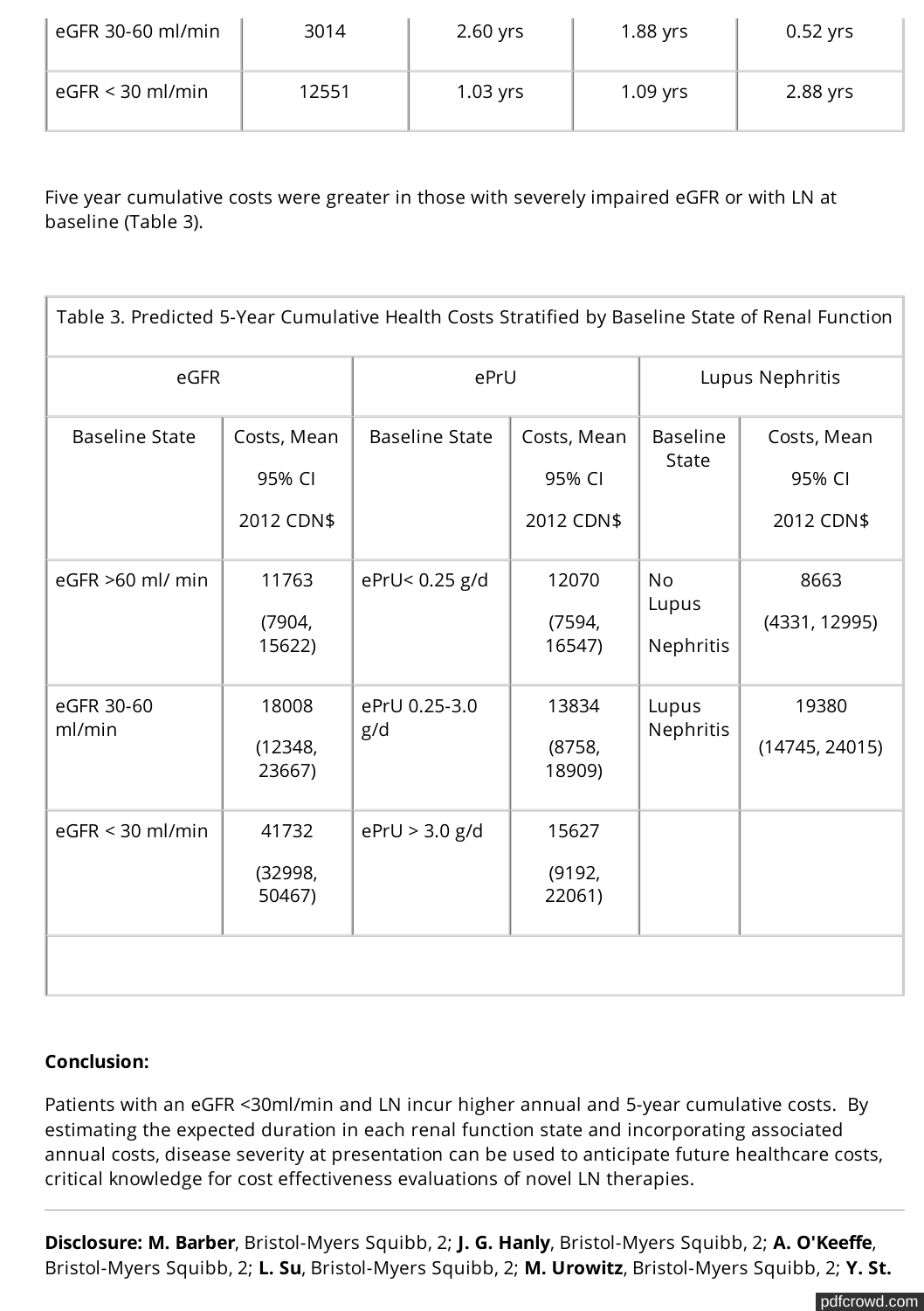| eGFR 30-60 ml/min | 3014 | 2.60 yrs | 1.88 yrs | 0.52 yrs |
|---|---|---|---|---|
| eGFR < 30 ml/min | 12551 | 1.03 yrs | 1.09 yrs | 2.88 yrs |

Five year cumulative costs were greater in those with severely impaired eGFR or with LN at baseline (Table 3).

| Table 3. Predicted 5-Year Cumulative Health Costs Stratified by Baseline State of Renal Function | | | | | |
|---|---|---|---|---|---|
| eGFR | | ePrU | | Lupus Nephritis | |
| Baseline State | Costs, Mean 95% CI 2012 CDN$ | Baseline State | Costs, Mean 95% CI 2012 CDN$ | Baseline State | Costs, Mean 95% CI 2012 CDN$ |
| eGFR >60 ml/ min | 11763 (7904, 15622) | ePrU< 0.25 g/d | 12070 (7594, 16547) | No Lupus Nephritis | 8663 (4331, 12995) |
| eGFR 30-60 ml/min | 18008 (12348, 23667) | ePrU 0.25-3.0 g/d | 13834 (8758, 18909) | Lupus Nephritis | 19380 (14745, 24015) |
| eGFR < 30 ml/min | 41732 (32998, 50467) | ePrU > 3.0 g/d | 15627 (9192, 22061) | | |

**Conclusion:**

Patients with an eGFR <30ml/min and LN incur higher annual and 5-year cumulative costs. By estimating the expected duration in each renal function state and incorporating associated annual costs, disease severity at presentation can be used to anticipate future healthcare costs, critical knowledge for cost effectiveness evaluations of novel LN therapies.

---

**Disclosure: M. Barber**, Bristol-Myers Squibb, 2; **J. G. Hanly**, Bristol-Myers Squibb, 2; **A. O'Keeffe**, Bristol-Myers Squibb, 2; **L. Su**, Bristol-Myers Squibb, 2; **M. Urowitz**, Bristol-Myers Squibb, 2; **Y. St.**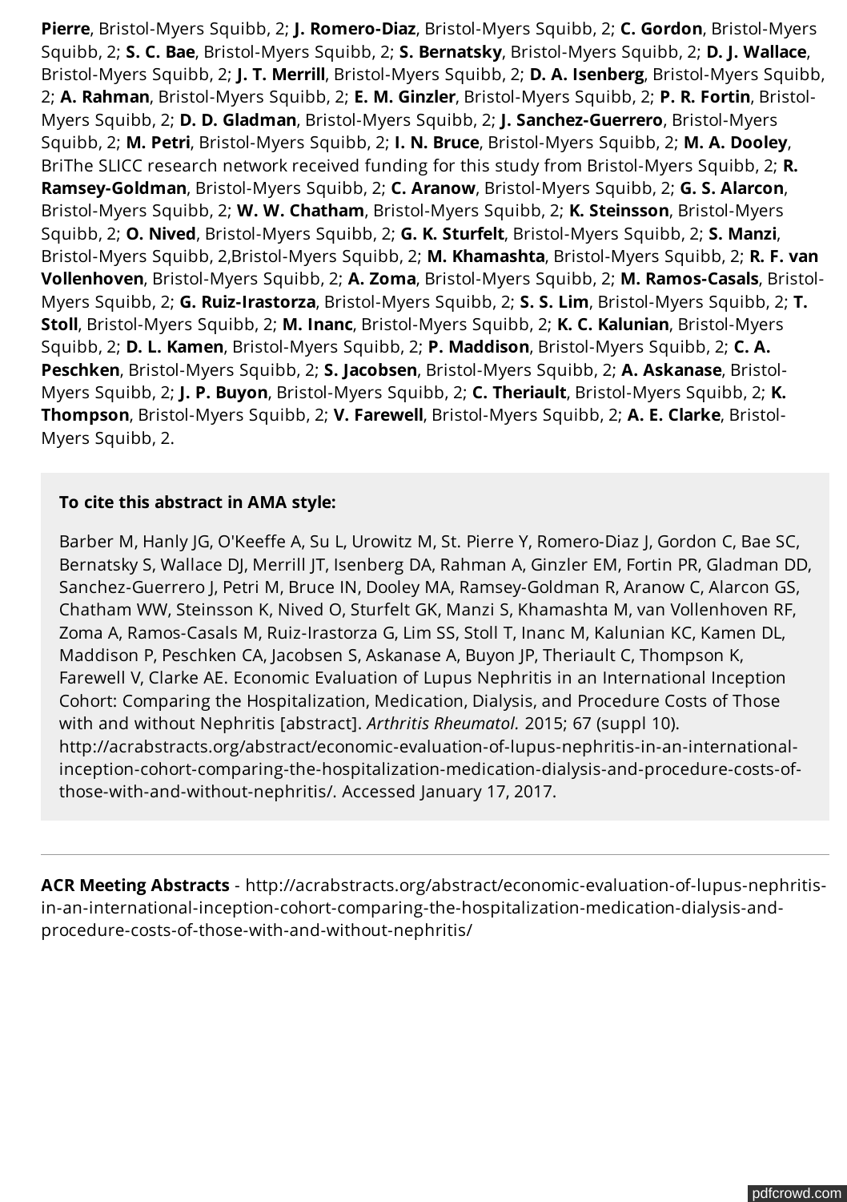**Pierre**, Bristol-Myers Squibb, 2; **J. Romero-Diaz**, Bristol-Myers Squibb, 2; **C. Gordon**, Bristol-Myers Squibb, 2; **S. C. Bae**, Bristol-Myers Squibb, 2; **S. Bernatsky**, Bristol-Myers Squibb, 2; **D. J. Wallace**, Bristol-Myers Squibb, 2; **J. T. Merrill**, Bristol-Myers Squibb, 2; **D. A. Isenberg**, Bristol-Myers Squibb, 2; **A. Rahman**, Bristol-Myers Squibb, 2; **E. M. Ginzler**, Bristol-Myers Squibb, 2; **P. R. Fortin**, Bristol-Myers Squibb, 2; **D. D. Gladman**, Bristol-Myers Squibb, 2; **J. Sanchez-Guerrero**, Bristol-Myers Squibb, 2; **M. Petri**, Bristol-Myers Squibb, 2; **I. N. Bruce**, Bristol-Myers Squibb, 2; **M. A. Dooley**, BriThe SLICC research network received funding for this study from Bristol-Myers Squibb, 2; **R. Ramsey-Goldman**, Bristol-Myers Squibb, 2; **C. Aranow**, Bristol-Myers Squibb, 2; **G. S. Alarcon**, Bristol-Myers Squibb, 2; **W. W. Chatham**, Bristol-Myers Squibb, 2; **K. Steinsson**, Bristol-Myers Squibb, 2; **O. Nived**, Bristol-Myers Squibb, 2; **G. K. Sturfelt**, Bristol-Myers Squibb, 2; **S. Manzi**, Bristol-Myers Squibb, 2,Bristol-Myers Squibb, 2; **M. Khamashta**, Bristol-Myers Squibb, 2; **R. F. van Vollenhoven**, Bristol-Myers Squibb, 2; **A. Zoma**, Bristol-Myers Squibb, 2; **M. Ramos-Casals**, Bristol-Myers Squibb, 2; **G. Ruiz-Irastorza**, Bristol-Myers Squibb, 2; **S. S. Lim**, Bristol-Myers Squibb, 2; **T. Stoll**, Bristol-Myers Squibb, 2; **M. Inanc**, Bristol-Myers Squibb, 2; **K. C. Kalunian**, Bristol-Myers Squibb, 2; **D. L. Kamen**, Bristol-Myers Squibb, 2; **P. Maddison**, Bristol-Myers Squibb, 2; **C. A. Peschken**, Bristol-Myers Squibb, 2; **S. Jacobsen**, Bristol-Myers Squibb, 2; **A. Askanase**, Bristol-Myers Squibb, 2; **J. P. Buyon**, Bristol-Myers Squibb, 2; **C. Theriault**, Bristol-Myers Squibb, 2; **K. Thompson**, Bristol-Myers Squibb, 2; **V. Farewell**, Bristol-Myers Squibb, 2; **A. E. Clarke**, Bristol-Myers Squibb, 2.

**To cite this abstract in AMA style:**

Barber M, Hanly JG, O'Keeffe A, Su L, Urowitz M, St. Pierre Y, Romero-Diaz J, Gordon C, Bae SC, Bernatsky S, Wallace DJ, Merrill JT, Isenberg DA, Rahman A, Ginzler EM, Fortin PR, Gladman DD, Sanchez-Guerrero J, Petri M, Bruce IN, Dooley MA, Ramsey-Goldman R, Aranow C, Alarcon GS, Chatham WW, Steinsson K, Nived O, Sturfelt GK, Manzi S, Khamashta M, van Vollenhoven RF, Zoma A, Ramos-Casals M, Ruiz-Irastorza G, Lim SS, Stoll T, Inanc M, Kalunian KC, Kamen DL, Maddison P, Peschken CA, Jacobsen S, Askanase A, Buyon JP, Theriault C, Thompson K, Farewell V, Clarke AE. Economic Evaluation of Lupus Nephritis in an International Inception Cohort: Comparing the Hospitalization, Medication, Dialysis, and Procedure Costs of Those with and without Nephritis [abstract]. *Arthritis Rheumatol.* 2015; 67 (suppl 10). http://acrabstracts.org/abstract/economic-evaluation-of-lupus-nephritis-in-an-international-inception-cohort-comparing-the-hospitalization-medication-dialysis-and-procedure-costs-of-those-with-and-without-nephritis/. Accessed January 17, 2017.

---

**ACR Meeting Abstracts** - http://acrabstracts.org/abstract/economic-evaluation-of-lupus-nephritis-in-an-international-inception-cohort-comparing-the-hospitalization-medication-dialysis-and-procedure-costs-of-those-with-and-without-nephritis/